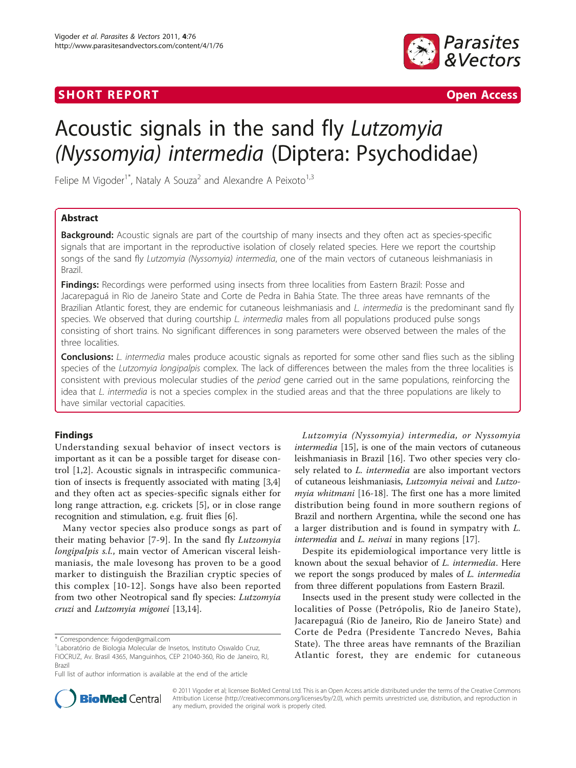SHORT REPORT Open Access

# Acoustic signals in the sand fly *Lutzomyia (Nyssomyia) intermedia* (Diptera: Psychodidae)

Felipe M Vigoder[1*], Nataly A Souza[2] and Alexandre A Peixoto[1,3]

## Abstract

**Background:** Acoustic signals are part of the courtship of many insects and they often act as species-specific signals that are important in the reproductive isolation of closely related species. Here we report the courtship songs of the sand fly *Lutzomyia (Nyssomyia) intermedia*, one of the main vectors of cutaneous leishmaniasis in Brazil.

**Findings:** Recordings were performed using insects from three localities from Eastern Brazil: Posse and Jacarepaguá in Rio de Janeiro State and Corte de Pedra in Bahia State. The three areas have remnants of the Brazilian Atlantic forest, they are endemic for cutaneous leishmaniasis and *L. intermedia* is the predominant sand fly species. We observed that during courtship *L. intermedia* males from all populations produced pulse songs consisting of short trains. No significant differences in song parameters were observed between the males of the three localities.

**Conclusions:** *L. intermedia* males produce acoustic signals as reported for some other sand flies such as the sibling species of the *Lutzomyia longipalpis* complex. The lack of differences between the males from the three localities is consistent with previous molecular studies of the *period* gene carried out in the same populations, reinforcing the idea that *L. intermedia* is not a species complex in the studied areas and that the three populations are likely to have similar vectorial capacities.

## Findings

Understanding sexual behavior of insect vectors is important as it can be a possible target for disease control [1,2]. Acoustic signals in intraspecific communication of insects is frequently associated with mating [3,4] and they often act as species-specific signals either for long range attraction, e.g. crickets [5], or in close range recognition and stimulation, e.g. fruit flies [6].

Many vector species also produce songs as part of their mating behavior [7-9]. In the sand fly *Lutzomyia longipalpis s.l.*, main vector of American visceral leishmaniasis, the male lovesong has proven to be a good marker to distinguish the Brazilian cryptic species of this complex [10-12]. Songs have also been reported from two other Neotropical sand fly species: *Lutzomyia cruzi* and *Lutzomyia migonei* [13,14].

*Lutzomyia (Nyssomyia) intermedia, or Nyssomyia intermedia* [15], is one of the main vectors of cutaneous leishmaniasis in Brazil [16]. Two other species very closely related to *L. intermedia* are also important vectors of cutaneous leishmaniasis, *Lutzomyia neivai* and *Lutzomyia whitmani* [16-18]. The first one has a more limited distribution being found in more southern regions of Brazil and northern Argentina, while the second one has a larger distribution and is found in sympatry with *L. intermedia* and *L. neivai* in many regions [17].

Despite its epidemiological importance very little is known about the sexual behavior of *L. intermedia*. Here we report the songs produced by males of *L. intermedia* from three different populations from Eastern Brazil.

Insects used in the present study were collected in the localities of Posse (Petrópolis, Rio de Janeiro State), Jacarepaguá (Rio de Janeiro, Rio de Janeiro State) and Corte de Pedra (Presidente Tancredo Neves, Bahia State). The three areas have remnants of the Brazilian Atlantic forest, they are endemic for cutaneous

\* Correspondence: fvigoder@gmail.com
[1]Laboratório de Biologia Molecular de Insetos, Instituto Oswaldo Cruz, FIOCRUZ, Av. Brasil 4365, Manguinhos, CEP 21040-360, Rio de Janeiro, RJ, Brazil
Full list of author information is available at the end of the article

© 2011 Vigoder et al; licensee BioMed Central Ltd. This is an Open Access article distributed under the terms of the Creative Commons Attribution License (http://creativecommons.org/licenses/by/2.0), which permits unrestricted use, distribution, and reproduction in any medium, provided the original work is properly cited.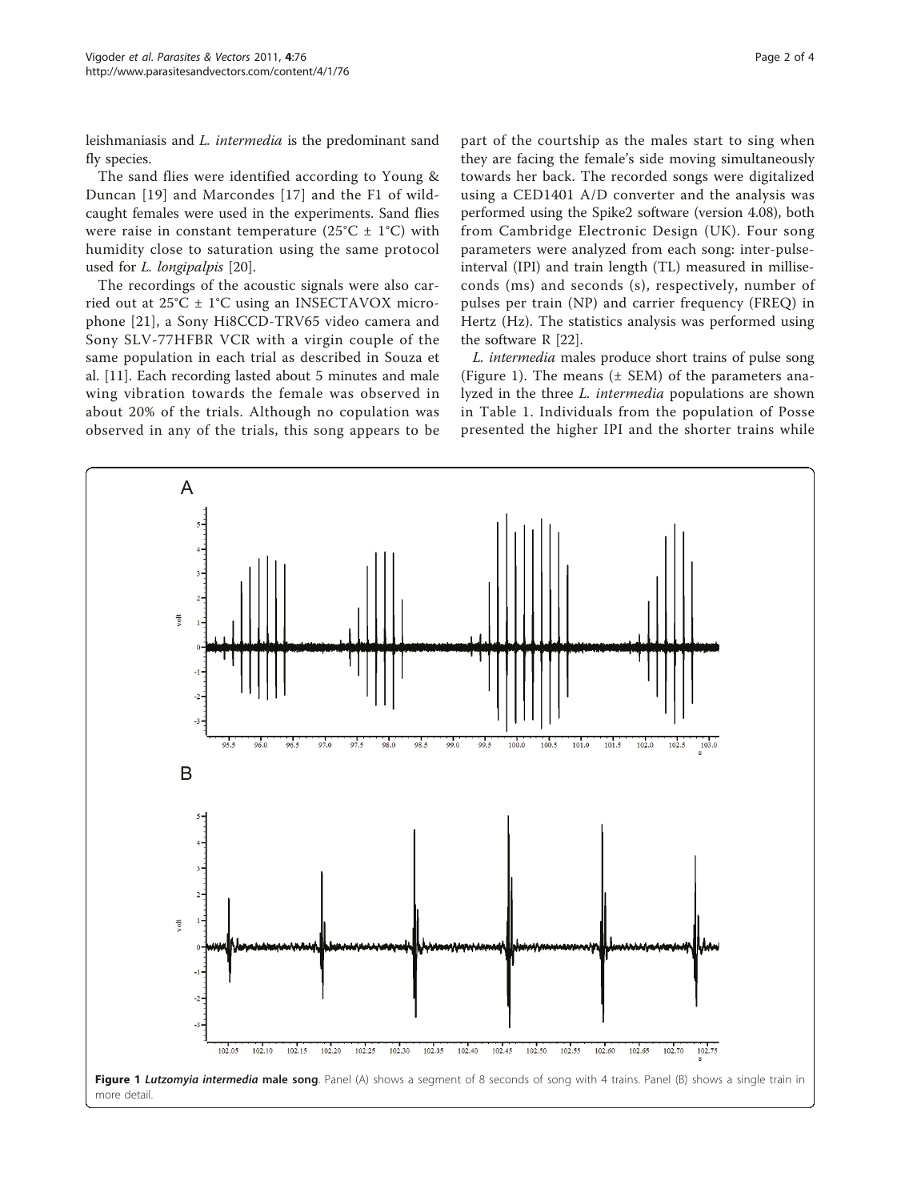leishmaniasis and *L. intermedia* is the predominant sand fly species.

The sand flies were identified according to Young & Duncan [19] and Marcondes [17] and the F1 of wild-caught females were used in the experiments. Sand flies were raise in constant temperature (25°C ± 1°C) with humidity close to saturation using the same protocol used for *L. longipalpis* [20].

The recordings of the acoustic signals were also carried out at 25°C ± 1°C using an INSECTAVOX microphone [21], a Sony Hi8CCD-TRV65 video camera and Sony SLV-77HFBR VCR with a virgin couple of the same population in each trial as described in Souza et al. [11]. Each recording lasted about 5 minutes and male wing vibration towards the female was observed in about 20% of the trials. Although no copulation was observed in any of the trials, this song appears to be part of the courtship as the males start to sing when they are facing the female's side moving simultaneously towards her back. The recorded songs were digitalized using a CED1401 A/D converter and the analysis was performed using the Spike2 software (version 4.08), both from Cambridge Electronic Design (UK). Four song parameters were analyzed from each song: inter-pulse-interval (IPI) and train length (TL) measured in milliseconds (ms) and seconds (s), respectively, number of pulses per train (NP) and carrier frequency (FREQ) in Hertz (Hz). The statistics analysis was performed using the software R [22].

*L. intermedia* males produce short trains of pulse song (Figure 1). The means (± SEM) of the parameters analyzed in the three *L. intermedia* populations are shown in Table 1. Individuals from the population of Posse presented the higher IPI and the shorter trains while

**Figure 1** ***Lutzomyia intermedia*** **male song**. Panel (A) shows a segment of 8 seconds of song with 4 trains. Panel (B) shows a single train in more detail.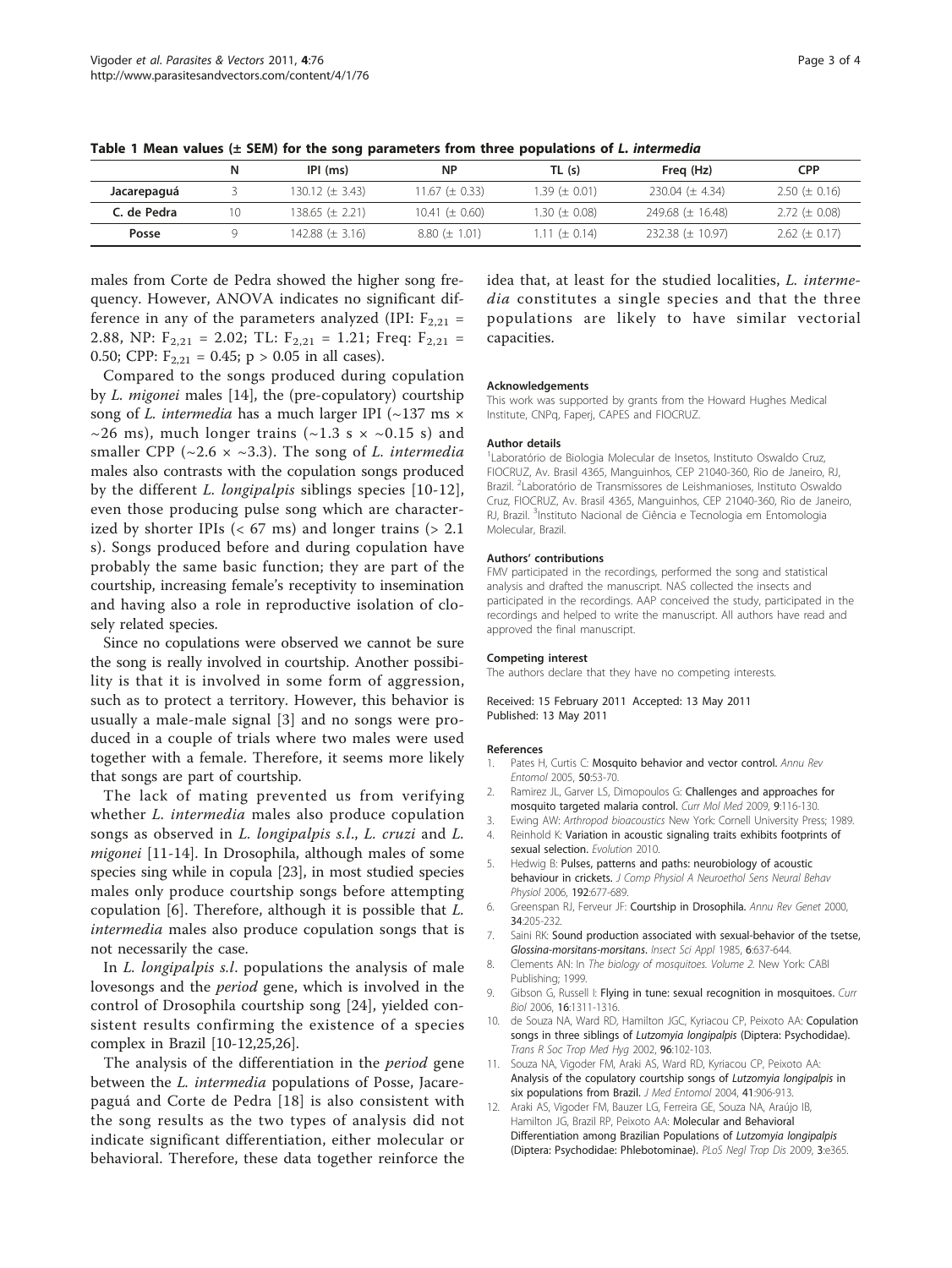**Table 1 Mean values (± SEM) for the song parameters from three populations of *L. intermedia***

| | N | IPI (ms) | NP | TL (s) | Freq (Hz) | CPP |
|---|---|---|---|---|---|---|
| **Jacarepaguá** | 3 | 130.12 (± 3.43) | 11.67 (± 0.33) | 1.39 (± 0.01) | 230.04 (± 4.34) | 2.50 (± 0.16) |
| **C. de Pedra** | 10 | 138.65 (± 2.21) | 10.41 (± 0.60) | 1.30 (± 0.08) | 249.68 (± 16.48) | 2.72 (± 0.08) |
| **Posse** | 9 | 142.88 (± 3.16) | 8.80 (± 1.01) | 1.11 (± 0.14) | 232.38 (± 10.97) | 2.62 (± 0.17) |

males from Corte de Pedra showed the higher song frequency. However, ANOVA indicates no significant difference in any of the parameters analyzed (IPI: $F_{2,21}$ = 2.88, NP: $F_{2,21}$ = 2.02; TL: $F_{2,21}$ = 1.21; Freq: $F_{2,21}$ = 0.50; CPP: $F_{2,21}$ = 0.45; $p > 0.05$ in all cases).

Compared to the songs produced during copulation by *L. migonei* males [14], the (pre-copulatory) courtship song of *L. intermedia* has a much larger IPI (~137 ms × ~26 ms), much longer trains (~1.3 s × ~0.15 s) and smaller CPP (~2.6 × ~3.3). The song of *L. intermedia* males also contrasts with the copulation songs produced by the different *L. longipalpis* siblings species [10-12], even those producing pulse song which are characterized by shorter IPIs (< 67 ms) and longer trains (> 2.1 s). Songs produced before and during copulation have probably the same basic function; they are part of the courtship, increasing female's receptivity to insemination and having also a role in reproductive isolation of closely related species.

Since no copulations were observed we cannot be sure the song is really involved in courtship. Another possibility is that it is involved in some form of aggression, such as to protect a territory. However, this behavior is usually a male-male signal [3] and no songs were produced in a couple of trials where two males were used together with a female. Therefore, it seems more likely that songs are part of courtship.

The lack of mating prevented us from verifying whether *L. intermedia* males also produce copulation songs as observed in *L. longipalpis s.l.*, *L. cruzi* and *L. migonei* [11-14]. In Drosophila, although males of some species sing while in copula [23], in most studied species males only produce courtship songs before attempting copulation [6]. Therefore, although it is possible that *L. intermedia* males also produce copulation songs that is not necessarily the case.

In *L. longipalpis s.l.* populations the analysis of male lovesongs and the *period* gene, which is involved in the control of Drosophila courtship song [24], yielded consistent results confirming the existence of a species complex in Brazil [10-12,25,26].

The analysis of the differentiation in the *period* gene between the *L. intermedia* populations of Posse, Jacarepaguá and Corte de Pedra [18] is also consistent with the song results as the two types of analysis did not indicate significant differentiation, either molecular or behavioral. Therefore, these data together reinforce the idea that, at least for the studied localities, *L. intermedia* constitutes a single species and that the three populations are likely to have similar vectorial capacities.

#### Acknowledgements
This work was supported by grants from the Howard Hughes Medical Institute, CNPq, Faperj, CAPES and FIOCRUZ.

#### Author details
[1]Laboratório de Biologia Molecular de Insetos, Instituto Oswaldo Cruz, FIOCRUZ, Av. Brasil 4365, Manguinhos, CEP 21040-360, Rio de Janeiro, RJ, Brazil. [2]Laboratório de Transmissores de Leishmanioses, Instituto Oswaldo Cruz, FIOCRUZ, Av. Brasil 4365, Manguinhos, CEP 21040-360, Rio de Janeiro, RJ, Brazil. [3]Instituto Nacional de Ciência e Tecnologia em Entomologia Molecular, Brazil.

#### Authors' contributions
FMV participated in the recordings, performed the song and statistical analysis and drafted the manuscript. NAS collected the insects and participated in the recordings. AAP conceived the study, participated in the recordings and helped to write the manuscript. All authors have read and approved the final manuscript.

#### Competing interest
The authors declare that they have no competing interests.

Received: 15 February 2011 Accepted: 13 May 2011
Published: 13 May 2011

#### References
1. Pates H, Curtis C: **Mosquito behavior and vector control.** *Annu Rev Entomol* 2005, **50**:53-70.
2. Ramirez JL, Garver LS, Dimopoulos G: **Challenges and approaches for mosquito targeted malaria control.** *Curr Mol Med* 2009, **9**:116-130.
3. Ewing AW: *Arthropod bioacoustics* New York: Cornell University Press; 1989.
4. Reinhold K: **Variation in acoustic signaling traits exhibits footprints of sexual selection.** *Evolution* 2010.
5. Hedwig B: **Pulses, patterns and paths: neurobiology of acoustic behaviour in crickets.** *J Comp Physiol A Neuroethol Sens Neural Behav Physiol* 2006, **192**:677-689.
6. Greenspan RJ, Ferveur JF: **Courtship in Drosophila.** *Annu Rev Genet* 2000, **34**:205-232.
7. Saini RK: **Sound production associated with sexual-behavior of the tsetse, *Glossina-morsitans-morsitans*.** *Insect Sci Appl* 1985, **6**:637-644.
8. Clements AN: In *The biology of mosquitoes. Volume 2.* New York: CABI Publishing; 1999.
9. Gibson G, Russell I: **Flying in tune: sexual recognition in mosquitoes.** *Curr Biol* 2006, **16**:1311-1316.
10. de Souza NA, Ward RD, Hamilton JGC, Kyriacou CP, Peixoto AA: **Copulation songs in three siblings of *Lutzomyia longipalpis* (Diptera: Psychodidae).** *Trans R Soc Trop Med Hyg* 2002, **96**:102-103.
11. Souza NA, Vigoder FM, Araki AS, Ward RD, Kyriacou CP, Peixoto AA: **Analysis of the copulatory courtship songs of *Lutzomyia longipalpis* in six populations from Brazil.** *J Med Entomol* 2004, **41**:906-913.
12. Araki AS, Vigoder FM, Bauzer LG, Ferreira GE, Souza NA, Araújo IB, Hamilton JG, Brazil RP, Peixoto AA: **Molecular and Behavioral Differentiation among Brazilian Populations of *Lutzomyia longipalpis* (Diptera: Psychodidae: Phlebotominae).** *PLoS Negl Trop Dis* 2009, **3**:e365.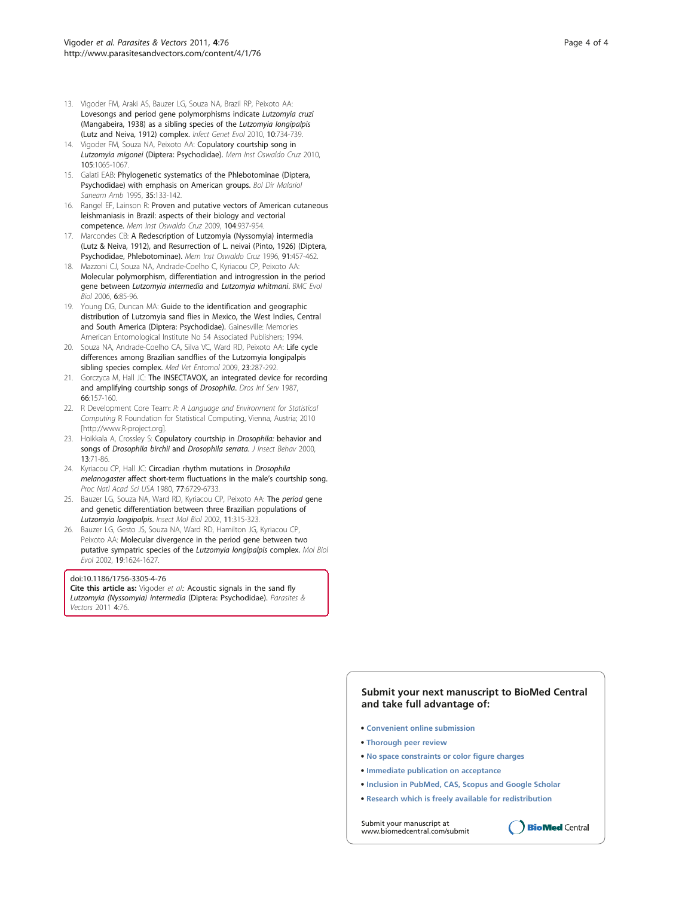13. Vigoder FM, Araki AS, Bauzer LG, Souza NA, Brazil RP, Peixoto AA: Lovesongs and period gene polymorphisms indicate *Lutzomyia cruzi* (Mangabeira, 1938) as a sibling species of the *Lutzomyia longipalpis* (Lutz and Neiva, 1912) complex. *Infect Genet Evol* 2010, **10**:734-739.
14. Vigoder FM, Souza NA, Peixoto AA: Copulatory courtship song in *Lutzomyia migonei* (Diptera: Psychodidae). *Mem Inst Oswaldo Cruz* 2010, **105**:1065-1067.
15. Galati EAB: Phylogenetic systematics of the Phlebotominae (Diptera, Psychodidae) with emphasis on American groups. *Bol Dir Malariol Saneam Amb* 1995, **35**:133-142.
16. Rangel EF, Lainson R: Proven and putative vectors of American cutaneous leishmaniasis in Brazil: aspects of their biology and vectorial competence. *Mem Inst Oswaldo Cruz* 2009, **104**:937-954.
17. Marcondes CB: A Redescription of Lutzomyia (Nyssomyia) intermedia (Lutz & Neiva, 1912), and Resurrection of L. neivai (Pinto, 1926) (Diptera, Psychodidae, Phlebotominae). *Mem Inst Oswaldo Cruz* 1996, **91**:457-462.
18. Mazzoni CJ, Souza NA, Andrade-Coelho C, Kyriacou CP, Peixoto AA: Molecular polymorphism, differentiation and introgression in the period gene between *Lutzomyia intermedia* and *Lutzomyia whitmani*. *BMC Evol Biol* 2006, **6**:85-96.
19. Young DG, Duncan MA: Guide to the identification and geographic distribution of Lutzomyia sand flies in Mexico, the West Indies, Central and South America (Diptera: Psychodidae). Gainesville: Memories American Entomological Institute No 54 Associated Publishers; 1994.
20. Souza NA, Andrade-Coelho CA, Silva VC, Ward RD, Peixoto AA: Life cycle differences among Brazilian sandflies of the Lutzomyia longipalpis sibling species complex. *Med Vet Entomol* 2009, **23**:287-292.
21. Gorczyca M, Hall JC: The INSECTAVOX, an integrated device for recording and amplifying courtship songs of *Drosophila*. *Dros Inf Serv* 1987, **66**:157-160.
22. R Development Core Team: *R: A Language and Environment for Statistical Computing* R Foundation for Statistical Computing, Vienna, Austria; 2010 [http://www.R-project.org].
23. Hoikkala A, Crossley S: Copulatory courtship in *Drosophila:* behavior and songs of *Drosophila birchii* and *Drosophila serrata*. *J Insect Behav* 2000, **13**:71-86.
24. Kyriacou CP, Hall JC: Circadian rhythm mutations in *Drosophila melanogaster* affect short-term fluctuations in the male's courtship song. *Proc Natl Acad Sci USA* 1980, **77**:6729-6733.
25. Bauzer LG, Souza NA, Ward RD, Kyriacou CP, Peixoto AA: The *period* gene and genetic differentiation between three Brazilian populations of *Lutzomyia longipalpis*. *Insect Mol Biol* 2002, **11**:315-323.
26. Bauzer LG, Gesto JS, Souza NA, Ward RD, Hamilton JG, Kyriacou CP, Peixoto AA: Molecular divergence in the period gene between two putative sympatric species of the *Lutzomyia longipalpis* complex. *Mol Biol Evol* 2002, **19**:1624-1627.

doi:10.1186/1756-3305-4-76
**Cite this article as:** Vigoder *et al.*: Acoustic signals in the sand fly *Lutzomyia (Nyssomyia) intermedia* (Diptera: Psychodidae). *Parasites & Vectors* 2011 **4**:76.

**Submit your next manuscript to BioMed Central and take full advantage of:**

- Convenient online submission
- Thorough peer review
- No space constraints or color figure charges
- Immediate publication on acceptance
- Inclusion in PubMed, CAS, Scopus and Google Scholar
- Research which is freely available for redistribution

Submit your manuscript at www.biomedcentral.com/submit

BioMed Central